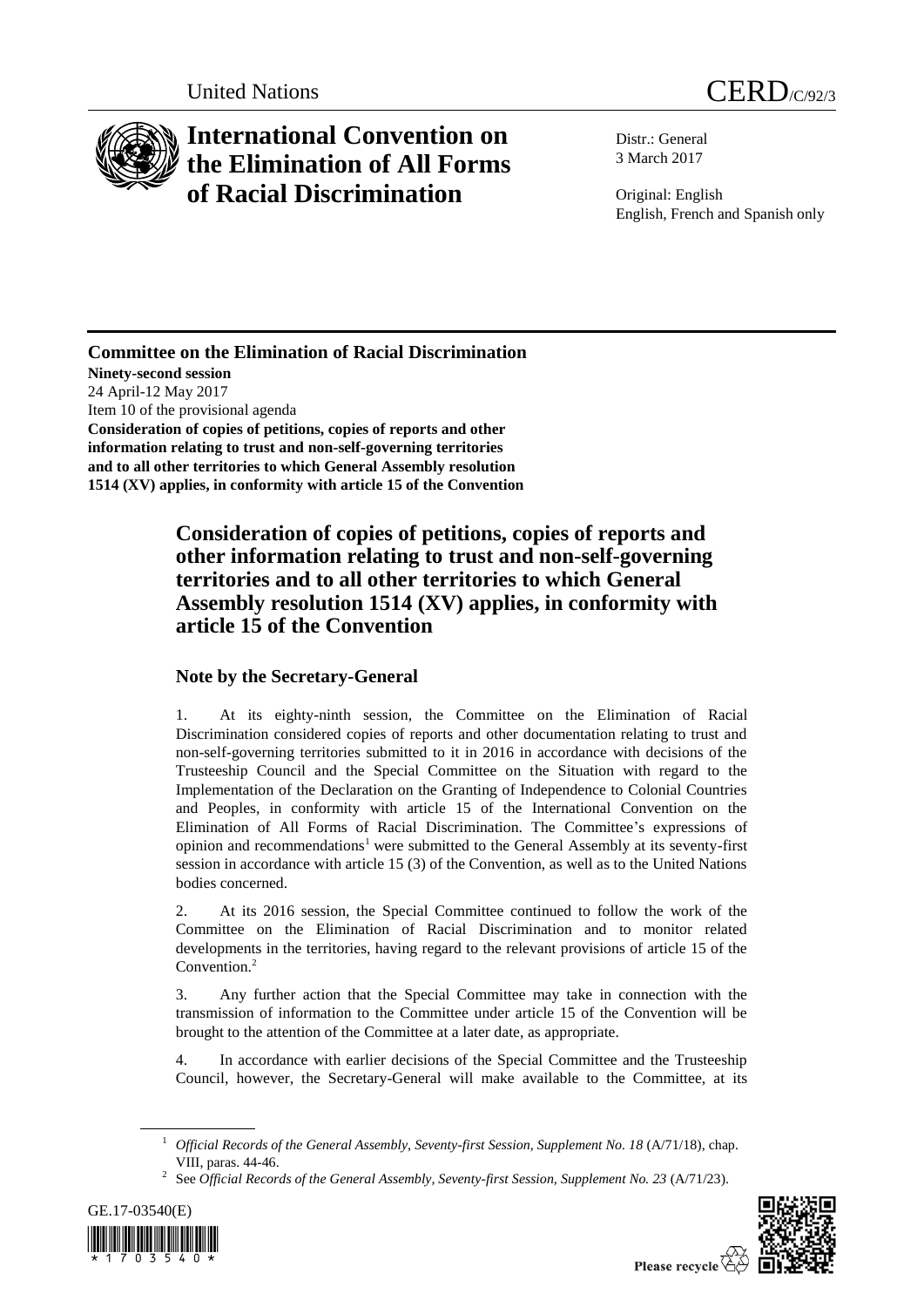United Nations CERD/C/92/3

# International Convention on the Elimination of All Forms of Racial Discrimination

Distr.: General
3 March 2017

Original: English
English, French and Spanish only

**Committee on the Elimination of Racial Discrimination**
**Ninety-second session**
24 April-12 May 2017
Item 10 of the provisional agenda
**Consideration of copies of petitions, copies of reports and other information relating to trust and non-self-governing territories and to all other territories to which General Assembly resolution 1514 (XV) applies, in conformity with article 15 of the Convention**

## Consideration of copies of petitions, copies of reports and other information relating to trust and non-self-governing territories and to all other territories to which General Assembly resolution 1514 (XV) applies, in conformity with article 15 of the Convention

### Note by the Secretary-General

1. At its eighty-ninth session, the Committee on the Elimination of Racial Discrimination considered copies of reports and other documentation relating to trust and non-self-governing territories submitted to it in 2016 in accordance with decisions of the Trusteeship Council and the Special Committee on the Situation with regard to the Implementation of the Declaration on the Granting of Independence to Colonial Countries and Peoples, in conformity with article 15 of the International Convention on the Elimination of All Forms of Racial Discrimination. The Committee's expressions of opinion and recommendations[1] were submitted to the General Assembly at its seventy-first session in accordance with article 15 (3) of the Convention, as well as to the United Nations bodies concerned.

2. At its 2016 session, the Special Committee continued to follow the work of the Committee on the Elimination of Racial Discrimination and to monitor related developments in the territories, having regard to the relevant provisions of article 15 of the Convention.[2]

3. Any further action that the Special Committee may take in connection with the transmission of information to the Committee under article 15 of the Convention will be brought to the attention of the Committee at a later date, as appropriate.

4. In accordance with earlier decisions of the Special Committee and the Trusteeship Council, however, the Secretary-General will make available to the Committee, at its

[1] *Official Records of the General Assembly, Seventy-first Session, Supplement No. 18* (A/71/18), chap. VIII, paras. 44-46.

[2] See *Official Records of the General Assembly, Seventy-first Session, Supplement No. 23* (A/71/23).

GE.17-03540(E)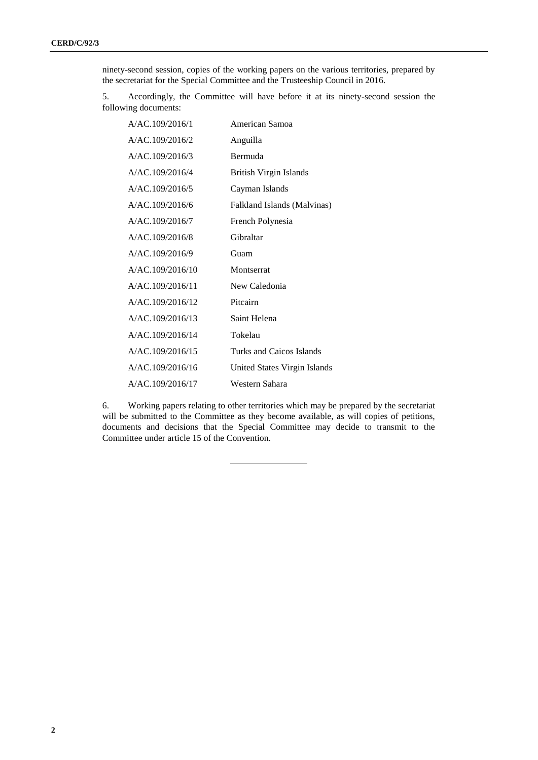ninety-second session, copies of the working papers on the various territories, prepared by the secretariat for the Special Committee and the Trusteeship Council in 2016.

5. Accordingly, the Committee will have before it at its ninety-second session the following documents:

| | |
|---|---|
| A/AC.109/2016/1 | American Samoa |
| A/AC.109/2016/2 | Anguilla |
| A/AC.109/2016/3 | Bermuda |
| A/AC.109/2016/4 | British Virgin Islands |
| A/AC.109/2016/5 | Cayman Islands |
| A/AC.109/2016/6 | Falkland Islands (Malvinas) |
| A/AC.109/2016/7 | French Polynesia |
| A/AC.109/2016/8 | Gibraltar |
| A/AC.109/2016/9 | Guam |
| A/AC.109/2016/10 | Montserrat |
| A/AC.109/2016/11 | New Caledonia |
| A/AC.109/2016/12 | Pitcairn |
| A/AC.109/2016/13 | Saint Helena |
| A/AC.109/2016/14 | Tokelau |
| A/AC.109/2016/15 | Turks and Caicos Islands |
| A/AC.109/2016/16 | United States Virgin Islands |
| A/AC.109/2016/17 | Western Sahara |

6. Working papers relating to other territories which may be prepared by the secretariat will be submitted to the Committee as they become available, as will copies of petitions, documents and decisions that the Special Committee may decide to transmit to the Committee under article 15 of the Convention.